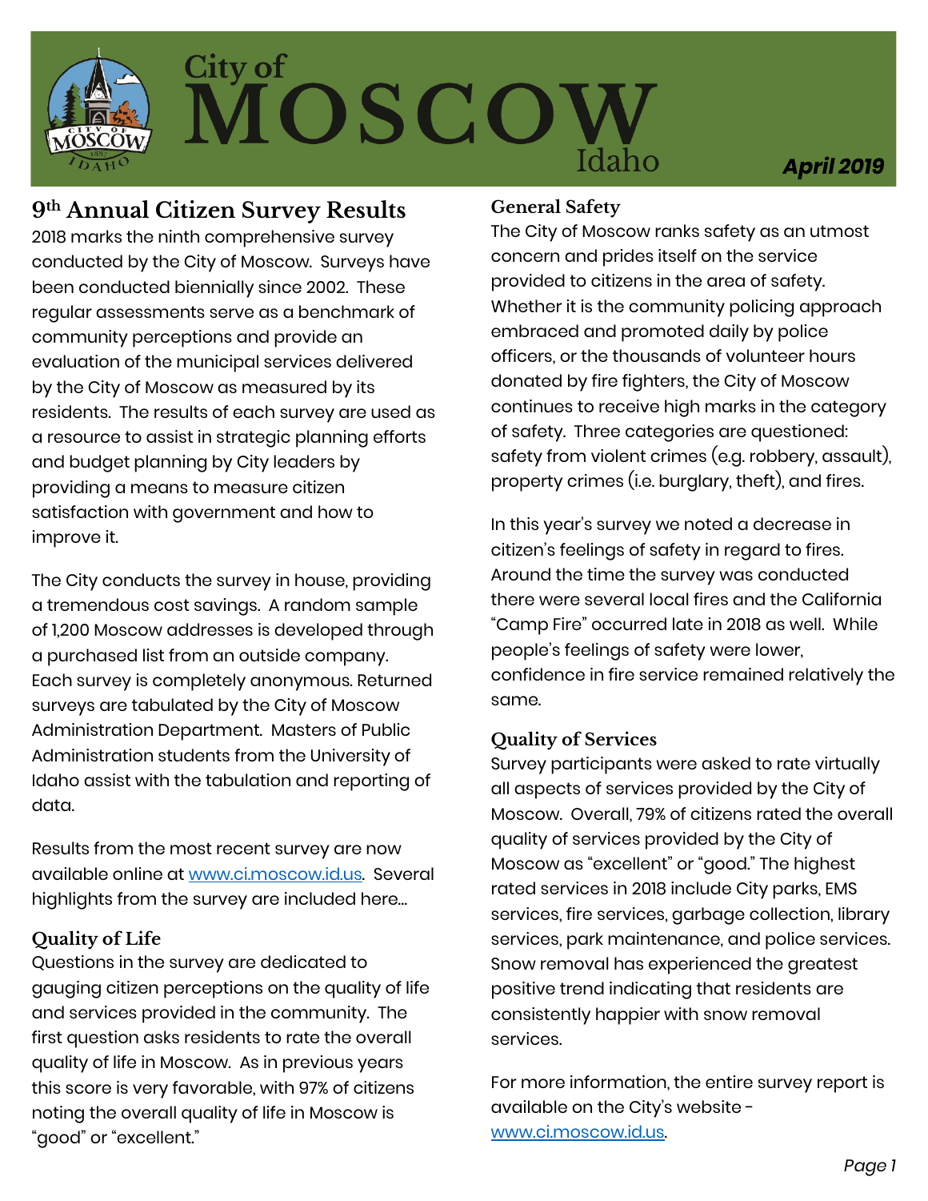# City of MOSCOW Idaho

***April 2019***

## 9th Annual Citizen Survey Results

2018 marks the ninth comprehensive survey conducted by the City of Moscow. Surveys have been conducted biennially since 2002. These regular assessments serve as a benchmark of community perceptions and provide an evaluation of the municipal services delivered by the City of Moscow as measured by its residents. The results of each survey are used as a resource to assist in strategic planning efforts and budget planning by City leaders by providing a means to measure citizen satisfaction with government and how to improve it.

The City conducts the survey in house, providing a tremendous cost savings. A random sample of 1,200 Moscow addresses is developed through a purchased list from an outside company. Each survey is completely anonymous. Returned surveys are tabulated by the City of Moscow Administration Department. Masters of Public Administration students from the University of Idaho assist with the tabulation and reporting of data.

Results from the most recent survey are now available online at [www.ci.moscow.id.us](http://www.ci.moscow.id.us). Several highlights from the survey are included here...

### Quality of Life

Questions in the survey are dedicated to gauging citizen perceptions on the quality of life and services provided in the community. The first question asks residents to rate the overall quality of life in Moscow. As in previous years this score is very favorable, with 97% of citizens noting the overall quality of life in Moscow is "good" or "excellent."

### General Safety

The City of Moscow ranks safety as an utmost concern and prides itself on the service provided to citizens in the area of safety. Whether it is the community policing approach embraced and promoted daily by police officers, or the thousands of volunteer hours donated by fire fighters, the City of Moscow continues to receive high marks in the category of safety. Three categories are questioned: safety from violent crimes (e.g. robbery, assault), property crimes (i.e. burglary, theft), and fires.

In this year's survey we noted a decrease in citizen's feelings of safety in regard to fires. Around the time the survey was conducted there were several local fires and the California "Camp Fire" occurred late in 2018 as well. While people's feelings of safety were lower, confidence in fire service remained relatively the same.

### Quality of Services

Survey participants were asked to rate virtually all aspects of services provided by the City of Moscow. Overall, 79% of citizens rated the overall quality of services provided by the City of Moscow as "excellent" or "good." The highest rated services in 2018 include City parks, EMS services, fire services, garbage collection, library services, park maintenance, and police services. Snow removal has experienced the greatest positive trend indicating that residents are consistently happier with snow removal services.

For more information, the entire survey report is available on the City's website - [www.ci.moscow.id.us](http://www.ci.moscow.id.us).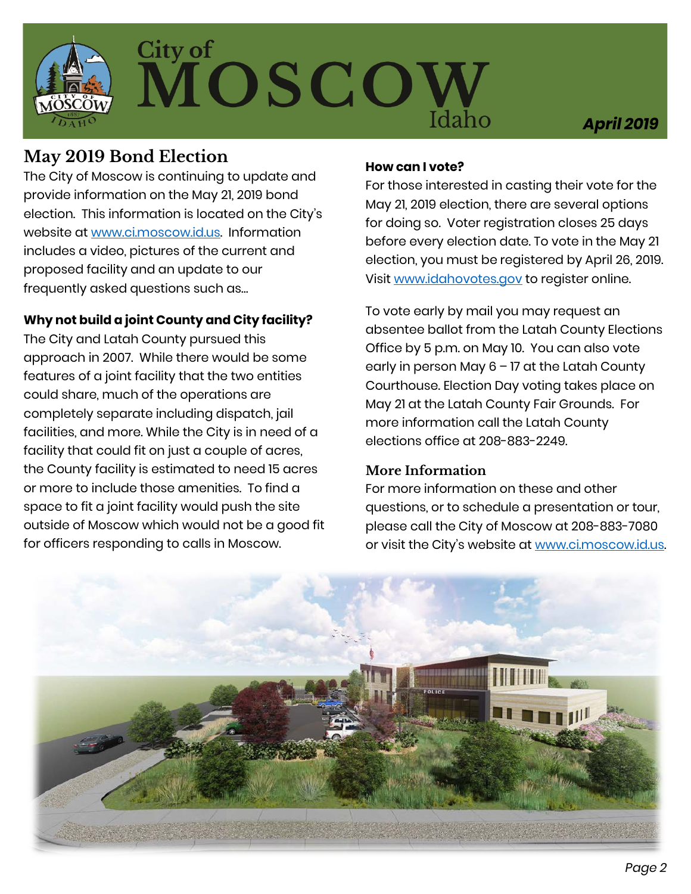# City of MOSCOW Idaho

*April 2019*

## May 2019 Bond Election

The City of Moscow is continuing to update and provide information on the May 21, 2019 bond election. This information is located on the City's website at www.ci.moscow.id.us. Information includes a video, pictures of the current and proposed facility and an update to our frequently asked questions such as…

**Why not build a joint County and City facility?**

The City and Latah County pursued this approach in 2007. While there would be some features of a joint facility that the two entities could share, much of the operations are completely separate including dispatch, jail facilities, and more. While the City is in need of a facility that could fit on just a couple of acres, the County facility is estimated to need 15 acres or more to include those amenities. To find a space to fit a joint facility would push the site outside of Moscow which would not be a good fit for officers responding to calls in Moscow.

**How can I vote?**

For those interested in casting their vote for the May 21, 2019 election, there are several options for doing so. Voter registration closes 25 days before every election date. To vote in the May 21 election, you must be registered by April 26, 2019. Visit www.idahovotes.gov to register online.

To vote early by mail you may request an absentee ballot from the Latah County Elections Office by 5 p.m. on May 10. You can also vote early in person May 6 – 17 at the Latah County Courthouse. Election Day voting takes place on May 21 at the Latah County Fair Grounds. For more information call the Latah County elections office at 208-883-2249.

## More Information

For more information on these and other questions, or to schedule a presentation or tour, please call the City of Moscow at 208-883-7080 or visit the City's website at www.ci.moscow.id.us.